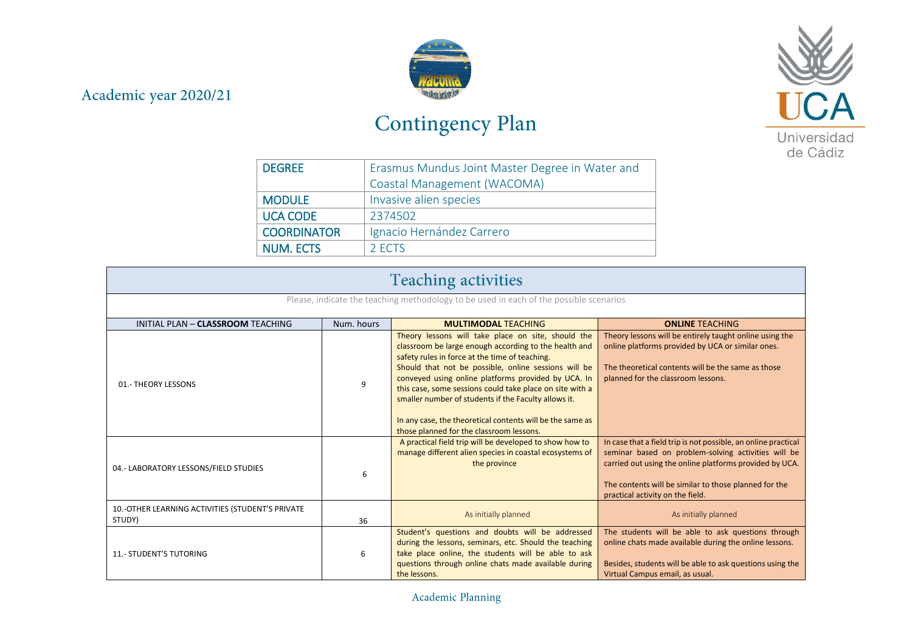Academic year 2020/21

# Contingency Plan

| DEGREE | Erasmus Mundus Joint Master Degree in Water and Coastal Management (WACOMA) |
|---|---|
| MODULE | Invasive alien species |
| UCA CODE | 2374502 |
| COORDINATOR | Ignacio Hernández Carrero |
| NUM. ECTS | 2 ECTS |

## Teaching activities

Please, indicate the teaching methodology to be used in each of the possible scenarios

| INITIAL PLAN – **CLASSROOM** TEACHING | Num. hours | **MULTIMODAL** TEACHING | **ONLINE** TEACHING |
|---|---|---|---|
| 01.- THEORY LESSONS | 9 | Theory lessons will take place on site, should the classroom be large enough according to the health and safety rules in force at the time of teaching. Should that not be possible, online sessions will be conveyed using online platforms provided by UCA. In this case, some sessions could take place on site with a smaller number of students if the Faculty allows it. In any case, the theoretical contents will be the same as those planned for the classroom lessons. | Theory lessons will be entirely taught online using the online platforms provided by UCA or similar ones. The theoretical contents will be the same as those planned for the classroom lessons. |
| 04.- LABORATORY LESSONS/FIELD STUDIES | 6 | A practical field trip will be developed to show how to manage different alien species in coastal ecosystems of the province | In case that a field trip is not possible, an online practical seminar based on problem-solving activities will be carried out using the online platforms provided by UCA. The contents will be similar to those planned for the practical activity on the field. |
| 10.-OTHER LEARNING ACTIVITIES (STUDENT'S PRIVATE STUDY) | 36 | As initially planned | As initially planned |
| 11.- STUDENT'S TUTORING | 6 | Student's questions and doubts will be addressed during the lessons, seminars, etc. Should the teaching take place online, the students will be able to ask questions through online chats made available during the lessons. | The students will be able to ask questions through online chats made available during the online lessons. Besides, students will be able to ask questions using the Virtual Campus email, as usual. |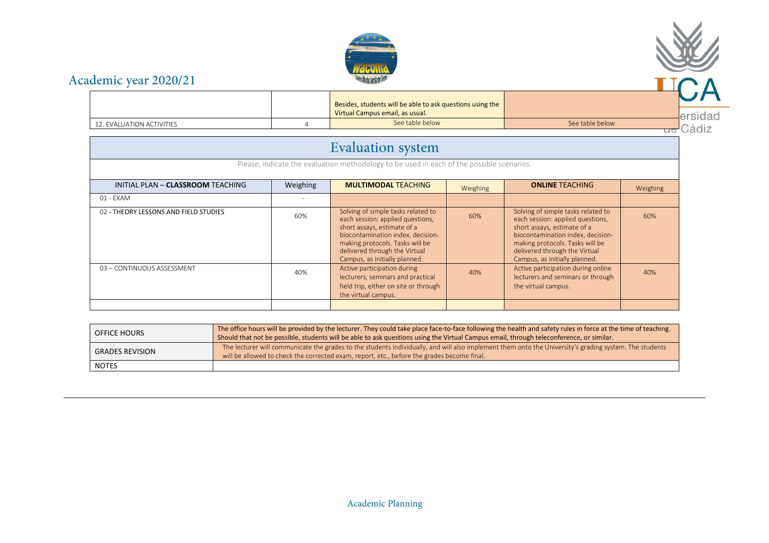Academic year 2020/21

| | | | |
|---|---|---|---|
| | | Besides, students will be able to ask questions using the Virtual Campus email, as usual. | |
| 12. EVALUATION ACTIVITIES | 4 | See table below | See table below |

## Evaluation system

Please, indicate the evaluation methodology to be used in each of the possible scenarios.

| INITIAL PLAN – **CLASSROOM** TEACHING | Weighing | **MULTIMODAL** TEACHING | Weighing | **ONLINE** TEACHING | Weighing |
|---|---|---|---|---|---|
| 01 - EXAM | - | | | | |
| 02 - THEORY LESSONS AND FIELD STUDIES | 60% | Solving of simple tasks related to each session: applied questions, short assays, estimate of a biocontamination index, decision-making protocols. Tasks will be delivered through the Virtual Campus, as initially planned. | 60% | Solving of simple tasks related to each session: applied questions, short assays, estimate of a biocontamination index, decision-making protocols. Tasks will be delivered through the Virtual Campus, as initially planned. | 60% |
| 03 – CONTINUOUS ASSESSMENT | 40% | Active participation during lecturers, seminars and practical field trip, either on site or through the virtual campus. | 40% | Active participation during online lecturers and seminars or through the virtual campus. | 40% |
| | | | | | |

| | |
|---|---|
| OFFICE HOURS | The office hours will be provided by the lecturer. They could take place face-to-face following the health and safety rules in force at the time of teaching. Should that not be possible, students will be able to ask questions using the Virtual Campus email, through teleconference, or similar. |
| GRADES REVISION | The lecturer will communicate the grades to the students individually, and will also implement them onto the University's grading system. The students will be allowed to check the corrected exam, report, etc., before the grades become final. |
| NOTES | |